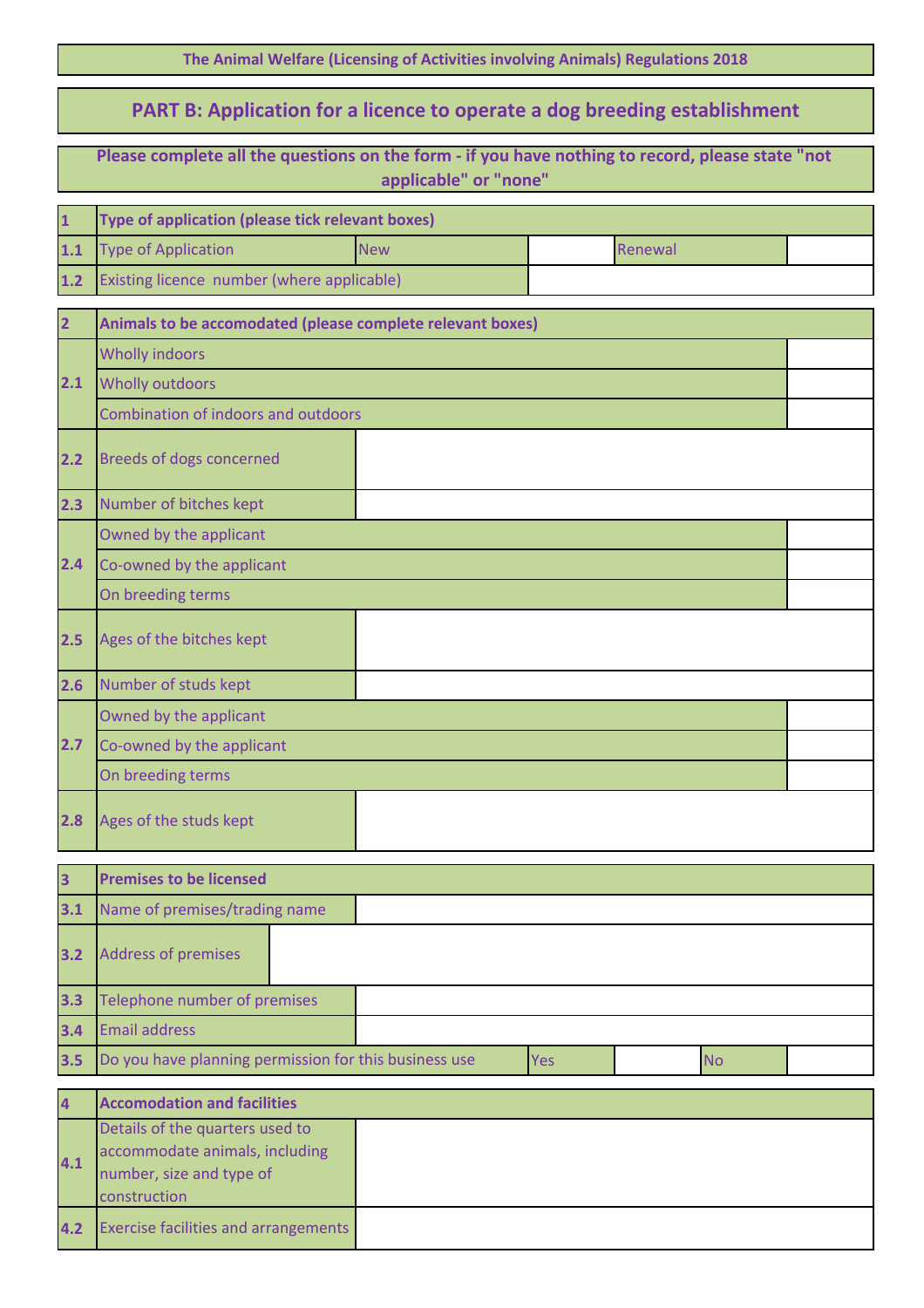The Animal Welfare (Licensing of Activities involving Animals) Regulations 2018

## PART B: Application for a licence to operate a dog breeding establishment

**Please complete all the questions on the form - if you have nothing to record, please state "not applicable" or "none"**

| 1 | **Type of application (please tick relevant boxes)** | | | | |
|---|---|---|---|---|---|
| 1.1 | Type of Application | New | | Renewal | |
| 1.2 | Existing licence number (where applicable) | | | | |

| 2 | **Animals to be accomodated (please complete relevant boxes)** | |
|---|---|---|
| 2.1 | Wholly indoors | |
| | Wholly outdoors | |
| | Combination of indoors and outdoors | |
| 2.2 | Breeds of dogs concerned | |
| 2.3 | Number of bitches kept | |
| 2.4 | Owned by the applicant | |
| | Co-owned by the applicant | |
| | On breeding terms | |
| 2.5 | Ages of the bitches kept | |
| 2.6 | Number of studs kept | |
| 2.7 | Owned by the applicant | |
| | Co-owned by the applicant | |
| | On breeding terms | |
| 2.8 | Ages of the studs kept | |

| 3 | **Premises to be licensed** | | | | |
|---|---|---|---|---|---|
| 3.1 | Name of premises/trading name | | | | |
| 3.2 | Address of premises | | | | |
| 3.3 | Telephone number of premises | | | | |
| 3.4 | Email address | | | | |
| 3.5 | Do you have planning permission for this business use | Yes | | No | |

| 4 | **Accomodation and facilities** | |
|---|---|---|
| 4.1 | Details of the quarters used to accommodate animals, including number, size and type of construction | |
| 4.2 | Exercise facilities and arrangements | |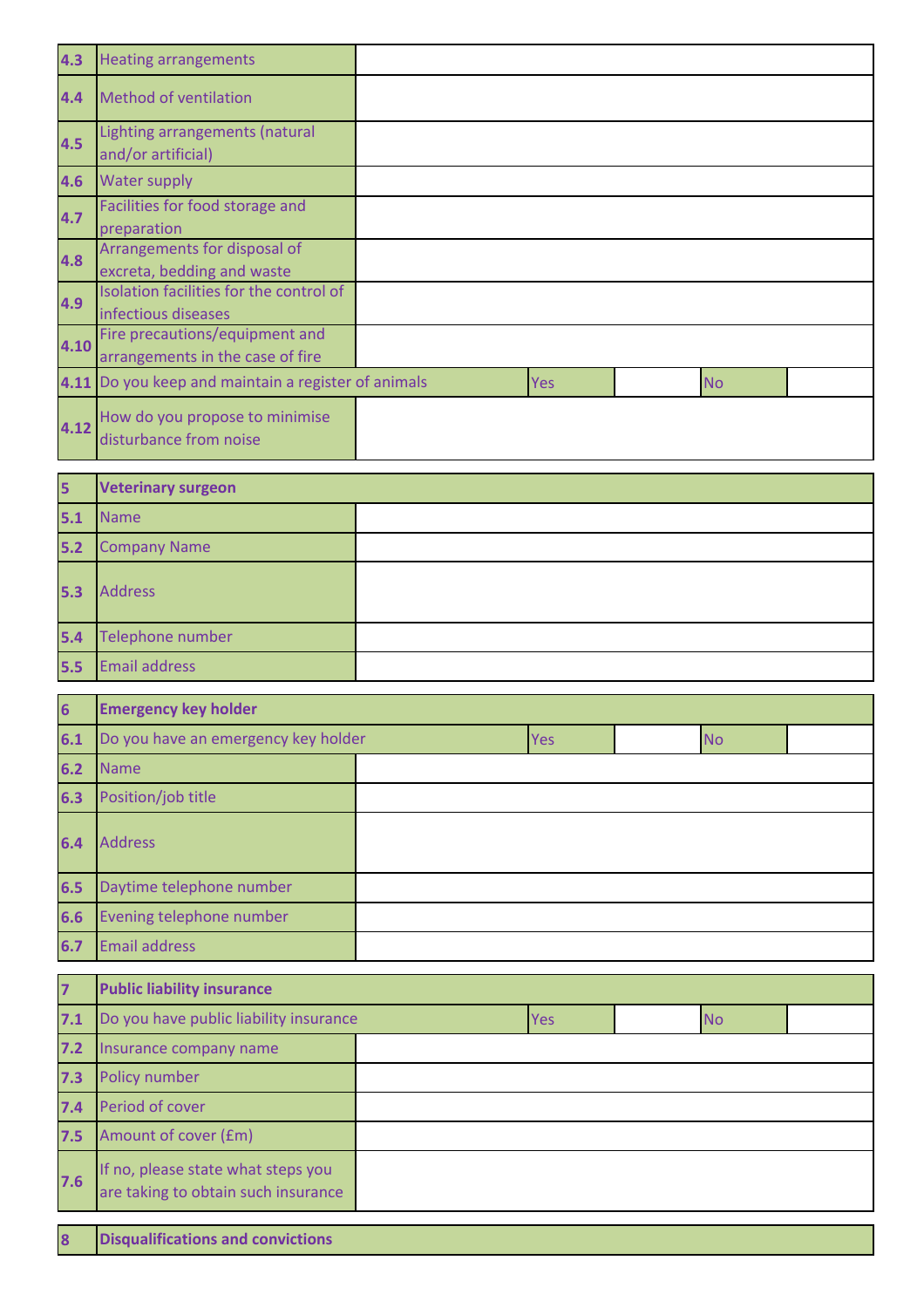| | | | | | |
|---|---|---|---|---|---|
| 4.3 | Heating arrangements | | | | |
| 4.4 | Method of ventilation | | | | |
| 4.5 | Lighting arrangements (natural and/or artificial) | | | | |
| 4.6 | Water supply | | | | |
| 4.7 | Facilities for food storage and preparation | | | | |
| 4.8 | Arrangements for disposal of excreta, bedding and waste | | | | |
| 4.9 | Isolation facilities for the control of infectious diseases | | | | |
| 4.10 | Fire precautions/equipment and arrangements in the case of fire | | | | |
| 4.11 | Do you keep and maintain a register of animals | Yes | | No | |
| 4.12 | How do you propose to minimise disturbance from noise | | | | |

| **5** | **Veterinary surgeon** | |
|---|---|---|
| 5.1 | Name | |
| 5.2 | Company Name | |
| 5.3 | Address | |
| 5.4 | Telephone number | |
| 5.5 | Email address | |

| **6** | **Emergency key holder** | | | | |
|---|---|---|---|---|---|
| 6.1 | Do you have an emergency key holder | Yes | | No | |
| 6.2 | Name | | | | |
| 6.3 | Position/job title | | | | |
| 6.4 | Address | | | | |
| 6.5 | Daytime telephone number | | | | |
| 6.6 | Evening telephone number | | | | |
| 6.7 | Email address | | | | |

| **7** | **Public liability insurance** | | | | |
|---|---|---|---|---|---|
| 7.1 | Do you have public liability insurance | Yes | | No | |
| 7.2 | Insurance company name | | | | |
| 7.3 | Policy number | | | | |
| 7.4 | Period of cover | | | | |
| 7.5 | Amount of cover (£m) | | | | |
| 7.6 | If no, please state what steps you are taking to obtain such insurance | | | | |

| **8** | **Disqualifications and convictions** |
|---|---|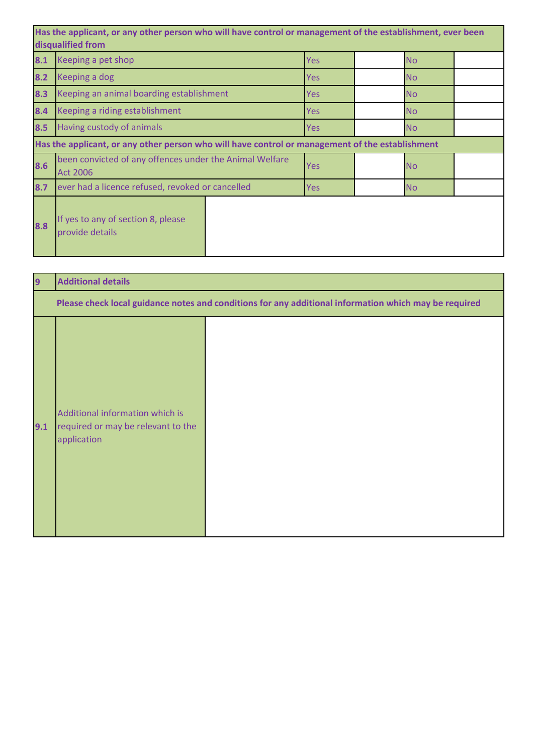| | | | | | |
|---|---|---|---|---|---|
| **Has the applicant, or any other person who will have control or management of the establishment, ever been disqualified from** | | | | | |
| 8.1 | Keeping a pet shop | Yes | | No | |
| 8.2 | Keeping a dog | Yes | | No | |
| 8.3 | Keeping an animal boarding establishment | Yes | | No | |
| 8.4 | Keeping a riding establishment | Yes | | No | |
| 8.5 | Having custody of animals | Yes | | No | |
| **Has the applicant, or any other person who will have control or management of the establishment** | | | | | |
| 8.6 | been convicted of any offences under the Animal Welfare Act 2006 | Yes | | No | |
| 8.7 | ever had a licence refused, revoked or cancelled | Yes | | No | |
| 8.8 | If yes to any of section 8, please provide details | | | | |

| | | |
|---|---|---|
| **9** | **Additional details** | |
| | **Please check local guidance notes and conditions for any additional information which may be required** | |
| 9.1 | Additional information which is required or may be relevant to the application | |